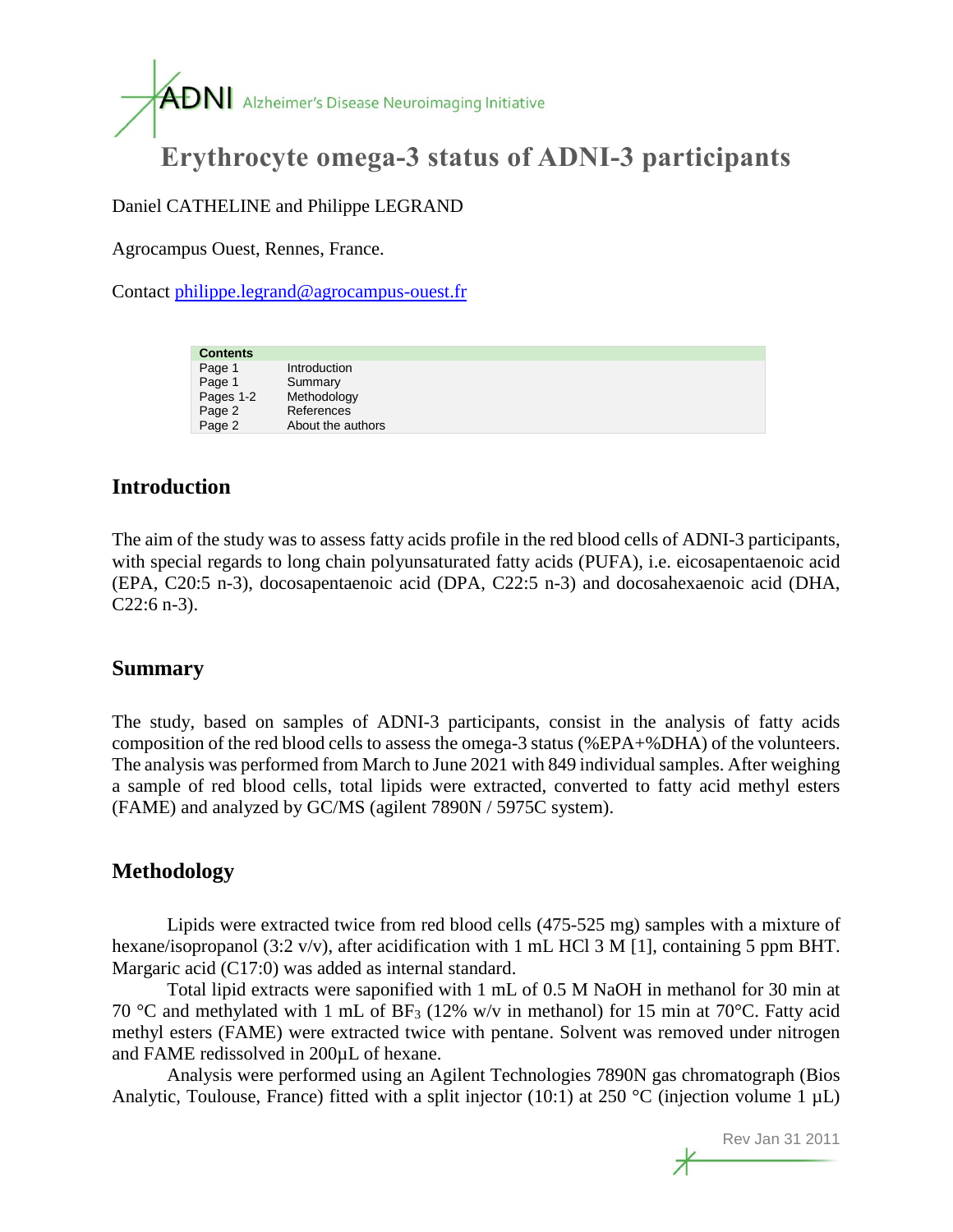ADNI Alzheimer's Disease Neuroimaging Initiative

# Erythrocyte omega-3 status of ADNI-3 participants

Daniel CATHELINE and Philippe LEGRAND

Agrocampus Ouest, Rennes, France.

Contact philippe.legrand@agrocampus-ouest.fr

| Contents | |
|---|---|
| Page 1 | Introduction |
| Page 1 | Summary |
| Pages 1-2 | Methodology |
| Page 2 | References |
| Page 2 | About the authors |

## Introduction

The aim of the study was to assess fatty acids profile in the red blood cells of ADNI-3 participants, with special regards to long chain polyunsaturated fatty acids (PUFA), i.e. eicosapentaenoic acid (EPA, C20:5 n-3), docosapentaenoic acid (DPA, C22:5 n-3) and docosahexaenoic acid (DHA, C22:6 n-3).

## Summary

The study, based on samples of ADNI-3 participants, consist in the analysis of fatty acids composition of the red blood cells to assess the omega-3 status (%EPA+%DHA) of the volunteers. The analysis was performed from March to June 2021 with 849 individual samples. After weighing a sample of red blood cells, total lipids were extracted, converted to fatty acid methyl esters (FAME) and analyzed by GC/MS (agilent 7890N / 5975C system).

## Methodology

Lipids were extracted twice from red blood cells (475-525 mg) samples with a mixture of hexane/isopropanol (3:2 v/v), after acidification with 1 mL HCl 3 M [1], containing 5 ppm BHT. Margaric acid (C17:0) was added as internal standard.

Total lipid extracts were saponified with 1 mL of 0.5 M NaOH in methanol for 30 min at 70 °C and methylated with 1 mL of $BF_3$ (12% w/v in methanol) for 15 min at 70°C. Fatty acid methyl esters (FAME) were extracted twice with pentane. Solvent was removed under nitrogen and FAME redissolved in 200µL of hexane.

Analysis were performed using an Agilent Technologies 7890N gas chromatograph (Bios Analytic, Toulouse, France) fitted with a split injector (10:1) at 250 °C (injection volume 1 µL)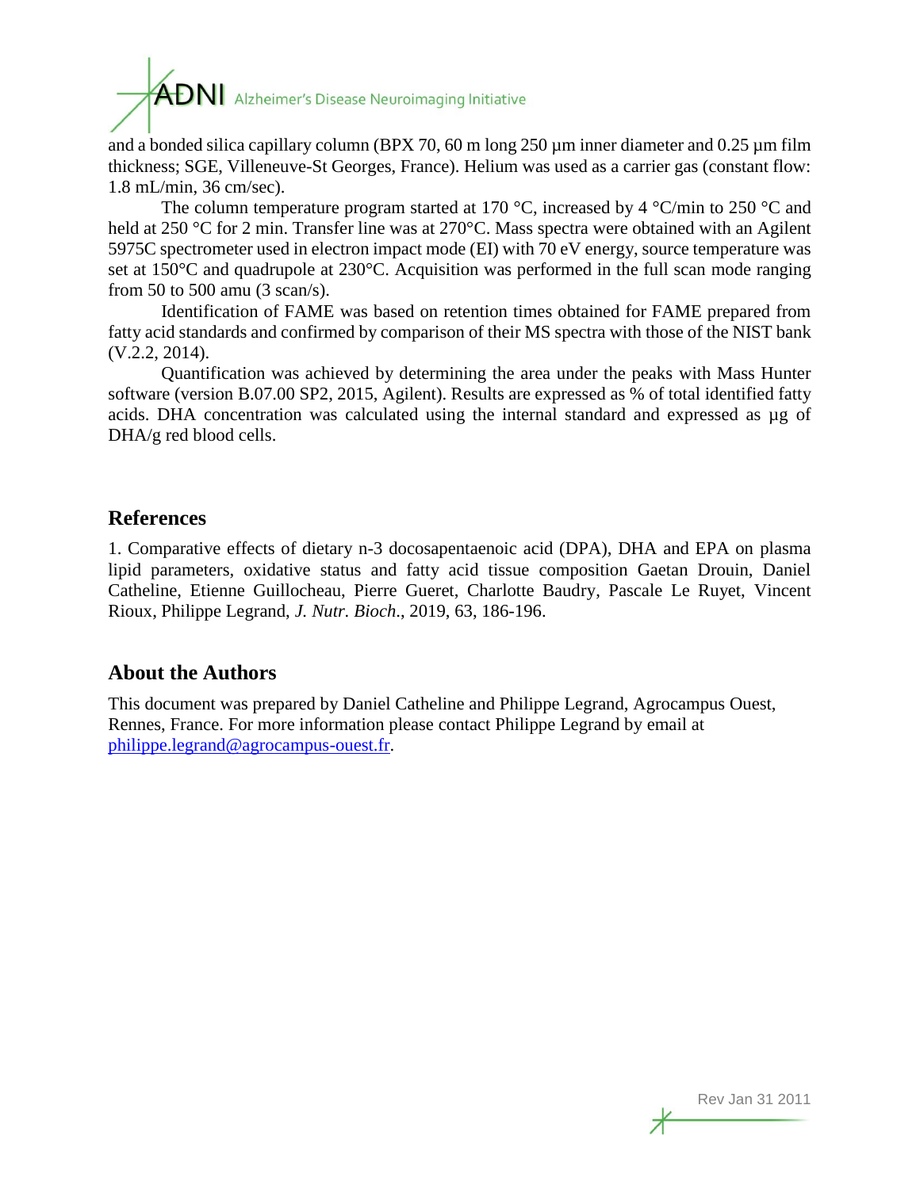and a bonded silica capillary column (BPX 70, 60 m long 250 µm inner diameter and 0.25 µm film thickness; SGE, Villeneuve-St Georges, France). Helium was used as a carrier gas (constant flow: 1.8 mL/min, 36 cm/sec).

The column temperature program started at 170 °C, increased by 4 °C/min to 250 °C and held at 250 °C for 2 min. Transfer line was at 270°C. Mass spectra were obtained with an Agilent 5975C spectrometer used in electron impact mode (EI) with 70 eV energy, source temperature was set at 150°C and quadrupole at 230°C. Acquisition was performed in the full scan mode ranging from 50 to 500 amu (3 scan/s).

Identification of FAME was based on retention times obtained for FAME prepared from fatty acid standards and confirmed by comparison of their MS spectra with those of the NIST bank (V.2.2, 2014).

Quantification was achieved by determining the area under the peaks with Mass Hunter software (version B.07.00 SP2, 2015, Agilent). Results are expressed as % of total identified fatty acids. DHA concentration was calculated using the internal standard and expressed as µg of DHA/g red blood cells.

## References

1. Comparative effects of dietary n-3 docosapentaenoic acid (DPA), DHA and EPA on plasma lipid parameters, oxidative status and fatty acid tissue composition Gaetan Drouin, Daniel Catheline, Etienne Guillocheau, Pierre Gueret, Charlotte Baudry, Pascale Le Ruyet, Vincent Rioux, Philippe Legrand, *J. Nutr. Bioch*., 2019, 63, 186-196.

## About the Authors

This document was prepared by Daniel Catheline and Philippe Legrand, Agrocampus Ouest, Rennes, France. For more information please contact Philippe Legrand by email at philippe.legrand@agrocampus-ouest.fr.